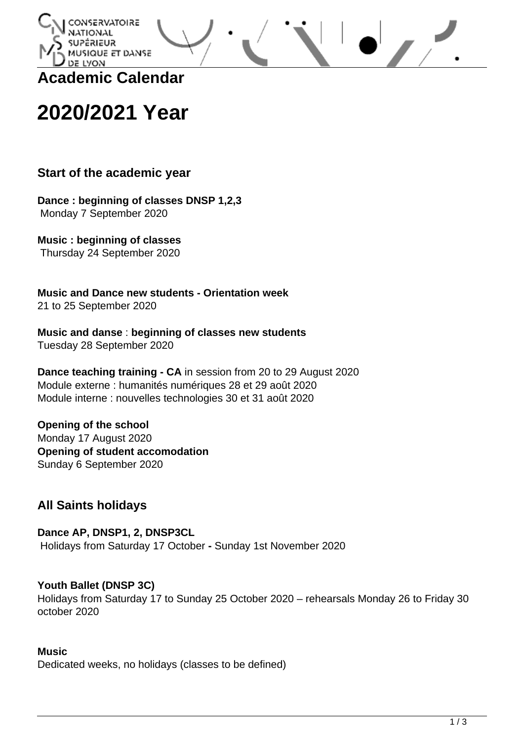## Academic Calendar

# 2020/2021 Year

### Start of the academic year

**Dance : beginning of classes DNSP 1,2,3**
Monday 7 September 2020

**Music : beginning of classes**
Thursday 24 September 2020

**Music and Dance new students - Orientation week**
21 to 25 September 2020

**Music and danse** : **beginning of classes new students**
Tuesday 28 September 2020

**Dance teaching training - CA** in session from 20 to 29 August 2020
Module externe : humanités numériques 28 et 29 août 2020
Module interne : nouvelles technologies 30 et 31 août 2020

**Opening of the school**
Monday 17 August 2020
**Opening of student accomodation**
Sunday 6 September 2020

### All Saints holidays

**Dance AP, DNSP1, 2, DNSP3CL**
Holidays from Saturday 17 October **-** Sunday 1st November 2020

**Youth Ballet (DNSP 3C)**
Holidays from Saturday 17 to Sunday 25 October 2020 – rehearsals Monday 26 to Friday 30 october 2020

**Music**
Dedicated weeks, no holidays (classes to be defined)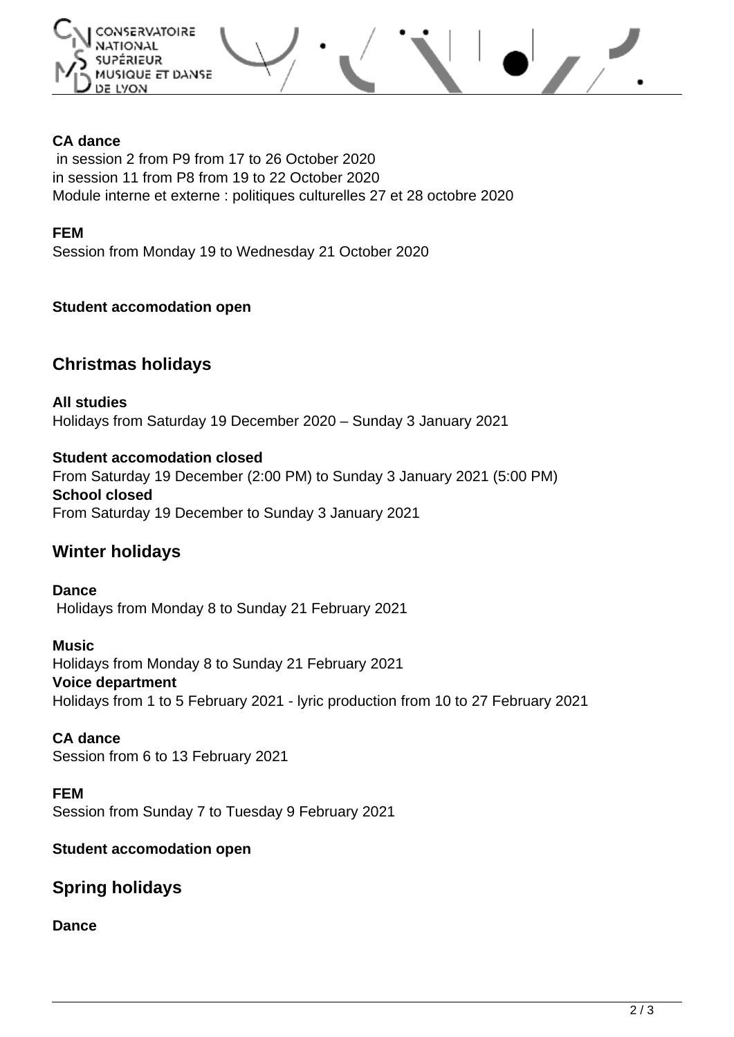**CA dance**
in session 2 from P9 from 17 to 26 October 2020
in session 11 from P8 from 19 to 22 October 2020
Module interne et externe : politiques culturelles 27 et 28 octobre 2020

**FEM**
Session from Monday 19 to Wednesday 21 October 2020

**Student accomodation open**

## Christmas holidays

**All studies**
Holidays from Saturday 19 December 2020 – Sunday 3 January 2021

**Student accomodation closed**
From Saturday 19 December (2:00 PM) to Sunday 3 January 2021 (5:00 PM)
**School closed**
From Saturday 19 December to Sunday 3 January 2021

## Winter holidays

**Dance**
Holidays from Monday 8 to Sunday 21 February 2021

**Music**
Holidays from Monday 8 to Sunday 21 February 2021
**Voice department**
Holidays from 1 to 5 February 2021 - lyric production from 10 to 27 February 2021

**CA dance**
Session from 6 to 13 February 2021

**FEM**
Session from Sunday 7 to Tuesday 9 February 2021

**Student accomodation open**

## Spring holidays

**Dance**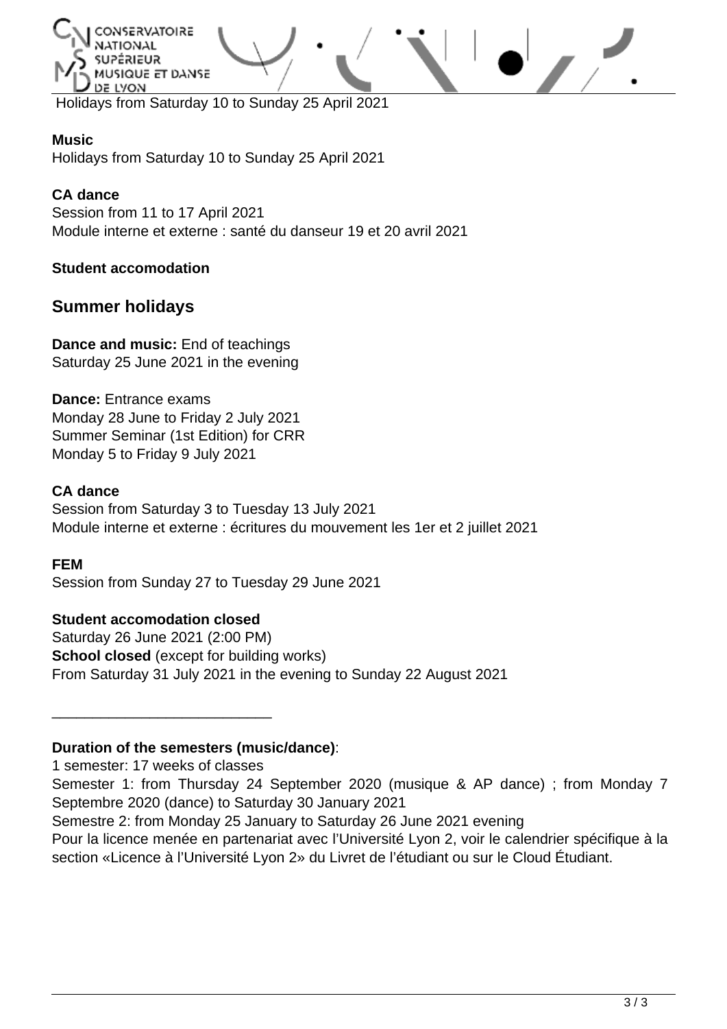Holidays from Saturday 10 to Sunday 25 April 2021

**Music**
Holidays from Saturday 10 to Sunday 25 April 2021

**CA dance**
Session from 11 to 17 April 2021
Module interne et externe : santé du danseur 19 et 20 avril 2021

**Student accomodation**

## Summer holidays

**Dance and music:** End of teachings
Saturday 25 June 2021 in the evening

**Dance:** Entrance exams
Monday 28 June to Friday 2 July 2021
Summer Seminar (1st Edition) for CRR
Monday 5 to Friday 9 July 2021

**CA dance**
Session from Saturday 3 to Tuesday 13 July 2021
Module interne et externe : écritures du mouvement les 1er et 2 juillet 2021

**FEM**
Session from Sunday 27 to Tuesday 29 June 2021

**Student accomodation closed**
Saturday 26 June 2021 (2:00 PM)
**School closed** (except for building works)
From Saturday 31 July 2021 in the evening to Sunday 22 August 2021

___________________________

**Duration of the semesters (music/dance)**:
1 semester: 17 weeks of classes
Semester 1: from Thursday 24 September 2020 (musique & AP dance) ; from Monday 7 Septembre 2020 (dance) to Saturday 30 January 2021
Semestre 2: from Monday 25 January to Saturday 26 June 2021 evening
Pour la licence menée en partenariat avec l'Université Lyon 2, voir le calendrier spécifique à la section «Licence à l'Université Lyon 2» du Livret de l'étudiant ou sur le Cloud Étudiant.